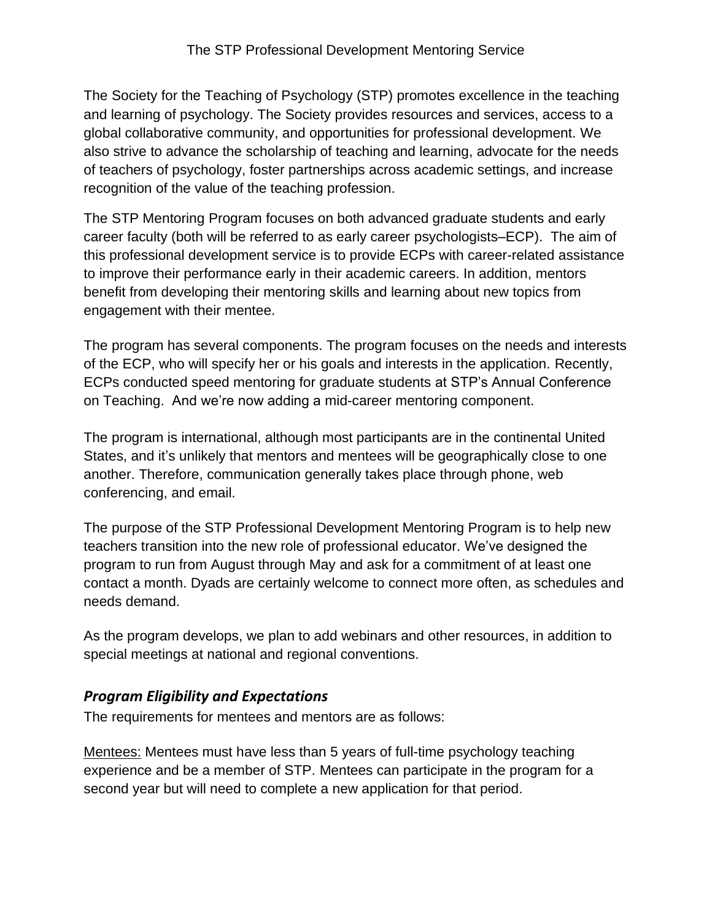# The STP Professional Development Mentoring Service

The Society for the Teaching of Psychology (STP) promotes excellence in the teaching and learning of psychology. The Society provides resources and services, access to a global collaborative community, and opportunities for professional development. We also strive to advance the scholarship of teaching and learning, advocate for the needs of teachers of psychology, foster partnerships across academic settings, and increase recognition of the value of the teaching profession.

The STP Mentoring Program focuses on both advanced graduate students and early career faculty (both will be referred to as early career psychologists–ECP). The aim of this professional development service is to provide ECPs with career-related assistance to improve their performance early in their academic careers. In addition, mentors benefit from developing their mentoring skills and learning about new topics from engagement with their mentee.

The program has several components. The program focuses on the needs and interests of the ECP, who will specify her or his goals and interests in the application. Recently, ECPs conducted speed mentoring for graduate students at STP's Annual Conference on Teaching. And we're now adding a mid-career mentoring component.

The program is international, although most participants are in the continental United States, and it's unlikely that mentors and mentees will be geographically close to one another. Therefore, communication generally takes place through phone, web conferencing, and email.

The purpose of the STP Professional Development Mentoring Program is to help new teachers transition into the new role of professional educator. We've designed the program to run from August through May and ask for a commitment of at least one contact a month. Dyads are certainly welcome to connect more often, as schedules and needs demand.

As the program develops, we plan to add webinars and other resources, in addition to special meetings at national and regional conventions.

## *Program Eligibility and Expectations*

The requirements for mentees and mentors are as follows:

<u>Mentees:</u> Mentees must have less than 5 years of full-time psychology teaching experience and be a member of STP. Mentees can participate in the program for a second year but will need to complete a new application for that period.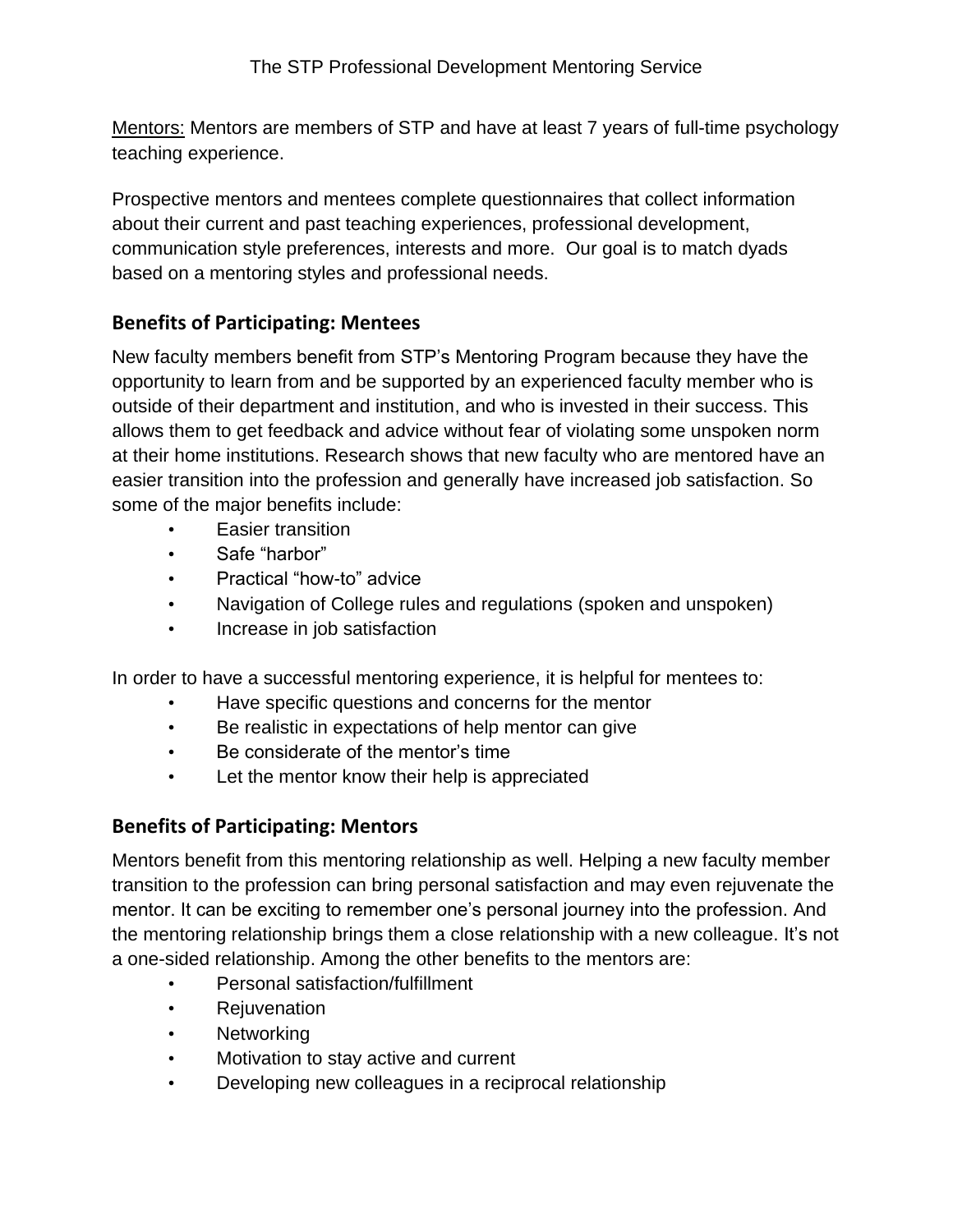Mentors: Mentors are members of STP and have at least 7 years of full-time psychology teaching experience.

Prospective mentors and mentees complete questionnaires that collect information about their current and past teaching experiences, professional development, communication style preferences, interests and more. Our goal is to match dyads based on a mentoring styles and professional needs.

## Benefits of Participating: Mentees

New faculty members benefit from STP's Mentoring Program because they have the opportunity to learn from and be supported by an experienced faculty member who is outside of their department and institution, and who is invested in their success. This allows them to get feedback and advice without fear of violating some unspoken norm at their home institutions. Research shows that new faculty who are mentored have an easier transition into the profession and generally have increased job satisfaction. So some of the major benefits include:

- Easier transition
- Safe "harbor"
- Practical "how-to" advice
- Navigation of College rules and regulations (spoken and unspoken)
- Increase in job satisfaction

In order to have a successful mentoring experience, it is helpful for mentees to:

- Have specific questions and concerns for the mentor
- Be realistic in expectations of help mentor can give
- Be considerate of the mentor's time
- Let the mentor know their help is appreciated

## Benefits of Participating: Mentors

Mentors benefit from this mentoring relationship as well. Helping a new faculty member transition to the profession can bring personal satisfaction and may even rejuvenate the mentor. It can be exciting to remember one's personal journey into the profession. And the mentoring relationship brings them a close relationship with a new colleague. It's not a one-sided relationship. Among the other benefits to the mentors are:

- Personal satisfaction/fulfillment
- Rejuvenation
- Networking
- Motivation to stay active and current
- Developing new colleagues in a reciprocal relationship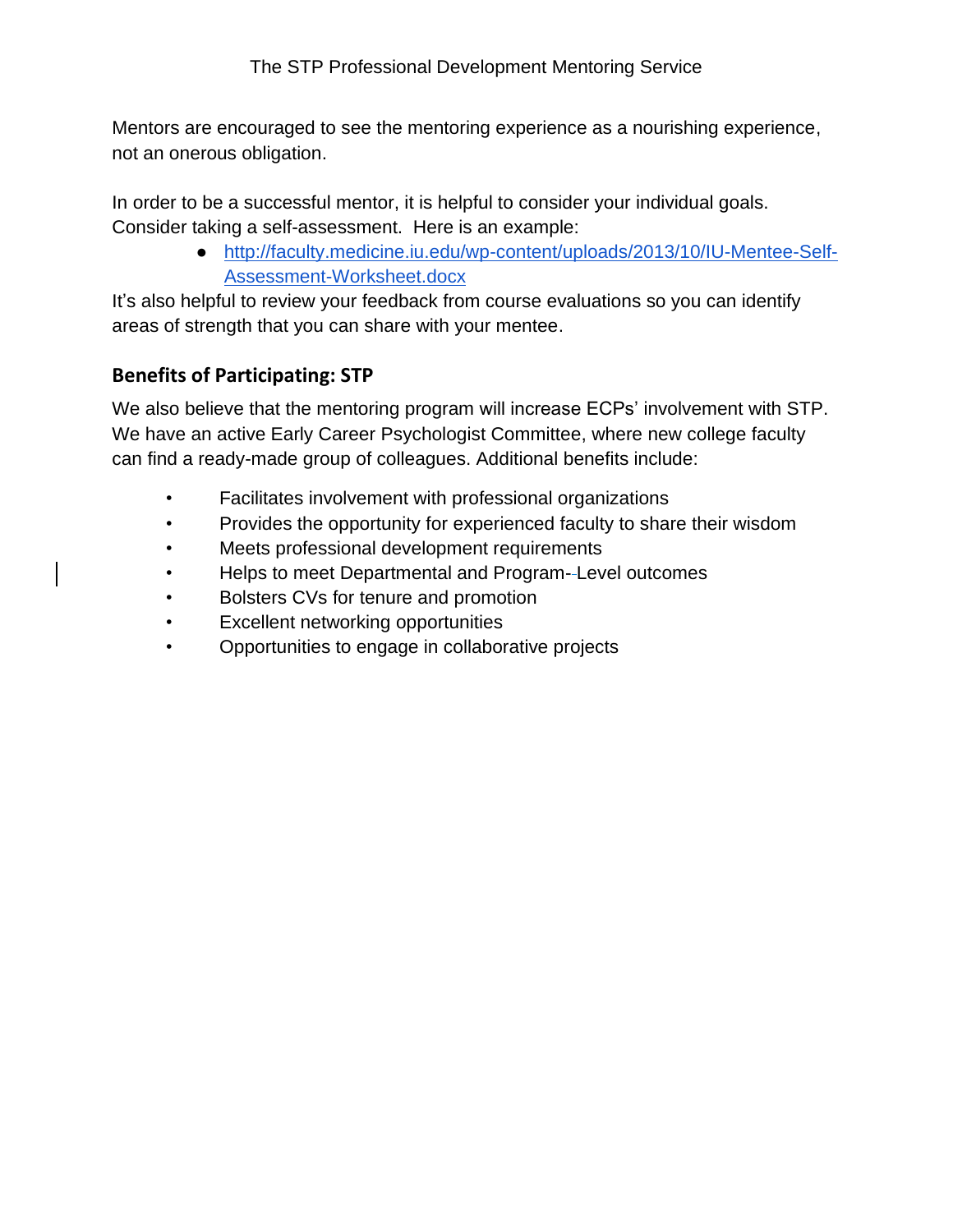Mentors are encouraged to see the mentoring experience as a nourishing experience, not an onerous obligation.

In order to be a successful mentor, it is helpful to consider your individual goals. Consider taking a self-assessment. Here is an example:

- http://faculty.medicine.iu.edu/wp-content/uploads/2013/10/IU-Mentee-Self-Assessment-Worksheet.docx

It's also helpful to review your feedback from course evaluations so you can identify areas of strength that you can share with your mentee.

## Benefits of Participating: STP

We also believe that the mentoring program will increase ECPs' involvement with STP. We have an active Early Career Psychologist Committee, where new college faculty can find a ready-made group of colleagues. Additional benefits include:

- Facilitates involvement with professional organizations
- Provides the opportunity for experienced faculty to share their wisdom
- Meets professional development requirements
- Helps to meet Departmental and Program-Level outcomes
- Bolsters CVs for tenure and promotion
- Excellent networking opportunities
- Opportunities to engage in collaborative projects